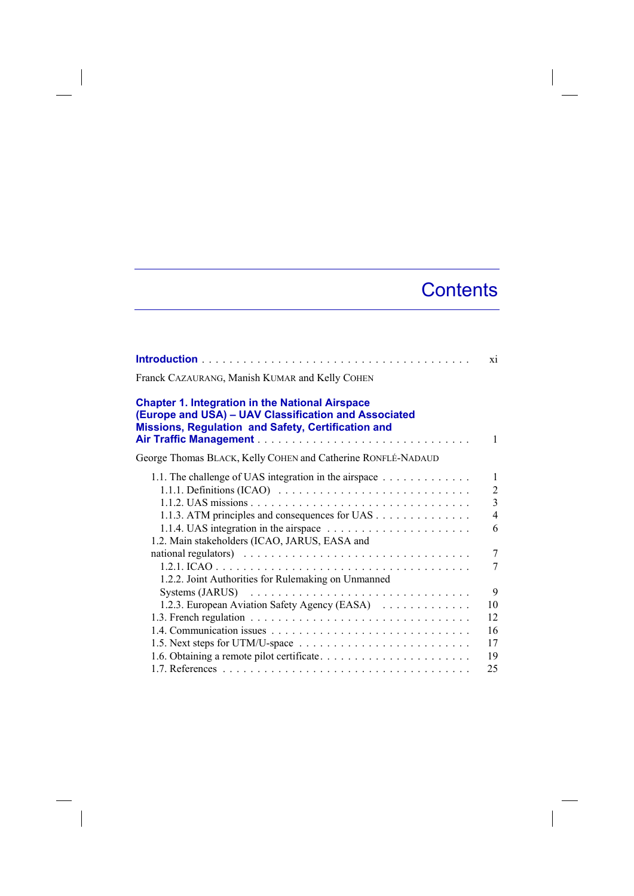# Contents

**Introduction** . . . . . . . . . . . . . . . . . . . . . . . . . . . . . . . . . . . . . . xi

Franck CAZAURANG, Manish KUMAR and Kelly COHEN

**Chapter 1. Integration in the National Airspace (Europe and USA) – UAV Classification and Associated Missions, Regulation and Safety, Certification and Air Traffic Management** . . . . . . . . . . . . . . . . . . . . . . . . . . . . 1

George Thomas BLACK, Kelly COHEN and Catherine RONFLÉ-NADAUD

- 1.1. The challenge of UAS integration in the airspace . . . . . . . . . . . . . 1
  - 1.1.1. Definitions (ICAO) . . . . . . . . . . . . . . . . . . . . . . . . . . . 2
  - 1.1.2. UAS missions . . . . . . . . . . . . . . . . . . . . . . . . . . . . . . . 3
  - 1.1.3. ATM principles and consequences for UAS . . . . . . . . . . . . . . 4
  - 1.1.4. UAS integration in the airspace . . . . . . . . . . . . . . . . . . . . . 6
- 1.2. Main stakeholders (ICAO, JARUS, EASA and national regulators) . . . . . . . . . . . . . . . . . . . . . . . . . . . . . . . . . 7
  - 1.2.1. ICAO . . . . . . . . . . . . . . . . . . . . . . . . . . . . . . . . . . . 7
  - 1.2.2. Joint Authorities for Rulemaking on Unmanned Systems (JARUS) . . . . . . . . . . . . . . . . . . . . . . . . . . . . . . . . 9
  - 1.2.3. European Aviation Safety Agency (EASA) . . . . . . . . . . . . . 10
- 1.3. French regulation . . . . . . . . . . . . . . . . . . . . . . . . . . . . . . . . 12
- 1.4. Communication issues . . . . . . . . . . . . . . . . . . . . . . . . . . . . . 16
- 1.5. Next steps for UTM/U-space . . . . . . . . . . . . . . . . . . . . . . . . . 17
- 1.6. Obtaining a remote pilot certificate. . . . . . . . . . . . . . . . . . . . . . 19
- 1.7. References . . . . . . . . . . . . . . . . . . . . . . . . . . . . . . . . . . . 25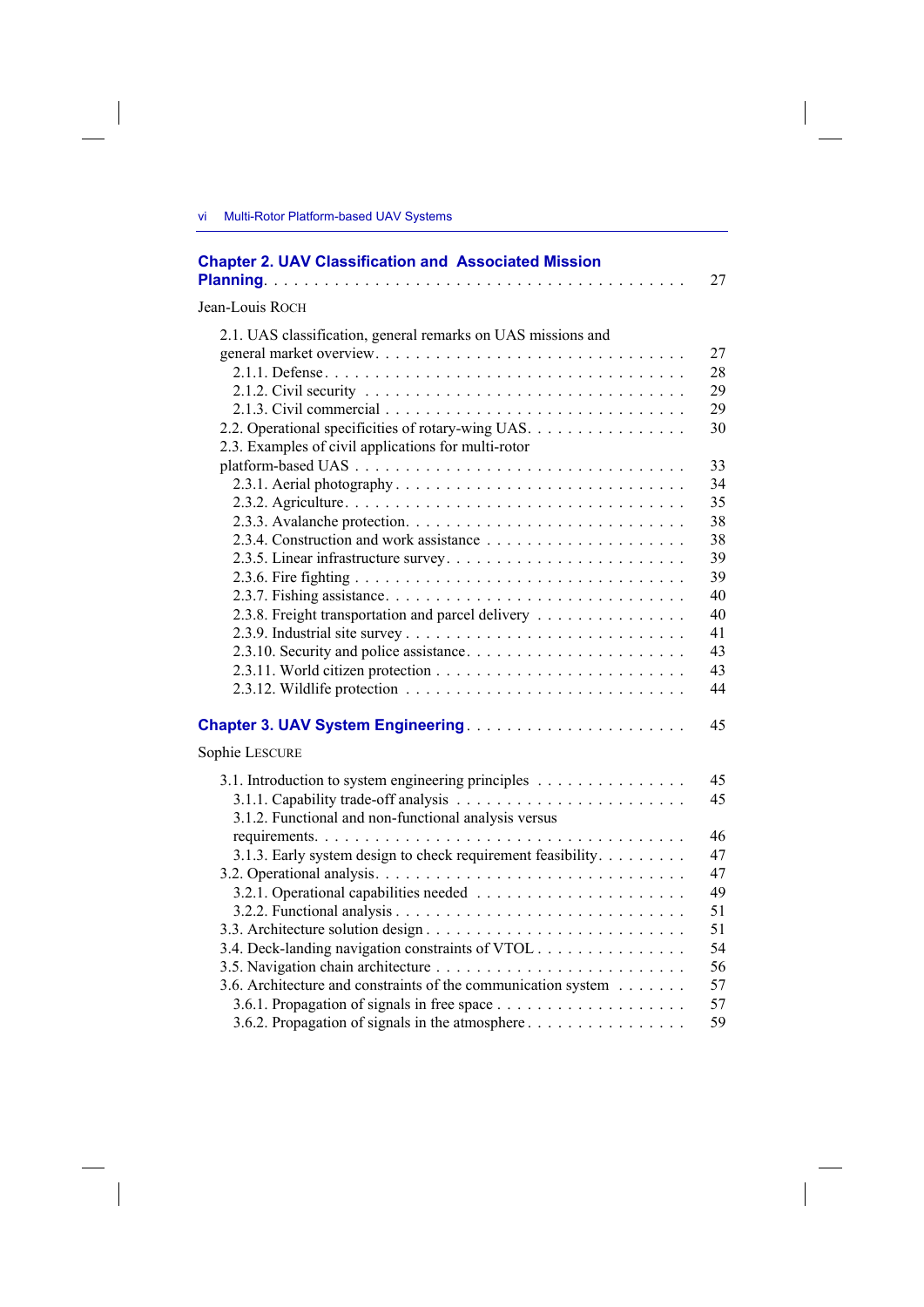**Chapter 2. UAV Classification and Associated Mission Planning** . . . . . 27

Jean-Louis ROCH

- 2.1. UAS classification, general remarks on UAS missions and general market overview . . . . . 27
  - 2.1.1. Defense . . . . . 28
  - 2.1.2. Civil security . . . . . 29
  - 2.1.3. Civil commercial . . . . . 29
- 2.2. Operational specificities of rotary-wing UAS . . . . . 30
- 2.3. Examples of civil applications for multi-rotor platform-based UAS . . . . . 33
  - 2.3.1. Aerial photography . . . . . 34
  - 2.3.2. Agriculture . . . . . 35
  - 2.3.3. Avalanche protection . . . . . 38
  - 2.3.4. Construction and work assistance . . . . . 38
  - 2.3.5. Linear infrastructure survey . . . . . 39
  - 2.3.6. Fire fighting . . . . . 39
  - 2.3.7. Fishing assistance . . . . . 40
  - 2.3.8. Freight transportation and parcel delivery . . . . . 40
  - 2.3.9. Industrial site survey . . . . . 41
  - 2.3.10. Security and police assistance . . . . . 43
  - 2.3.11. World citizen protection . . . . . 43
  - 2.3.12. Wildlife protection . . . . . 44

**Chapter 3. UAV System Engineering** . . . . . 45

Sophie LESCURE

- 3.1. Introduction to system engineering principles . . . . . 45
  - 3.1.1. Capability trade-off analysis . . . . . 45
  - 3.1.2. Functional and non-functional analysis versus requirements . . . . . 46
  - 3.1.3. Early system design to check requirement feasibility . . . . . 47
- 3.2. Operational analysis . . . . . 47
  - 3.2.1. Operational capabilities needed . . . . . 49
  - 3.2.2. Functional analysis . . . . . 51
- 3.3. Architecture solution design . . . . . 51
- 3.4. Deck-landing navigation constraints of VTOL . . . . . 54
- 3.5. Navigation chain architecture . . . . . 56
- 3.6. Architecture and constraints of the communication system . . . . . 57
  - 3.6.1. Propagation of signals in free space . . . . . 57
  - 3.6.2. Propagation of signals in the atmosphere . . . . . 59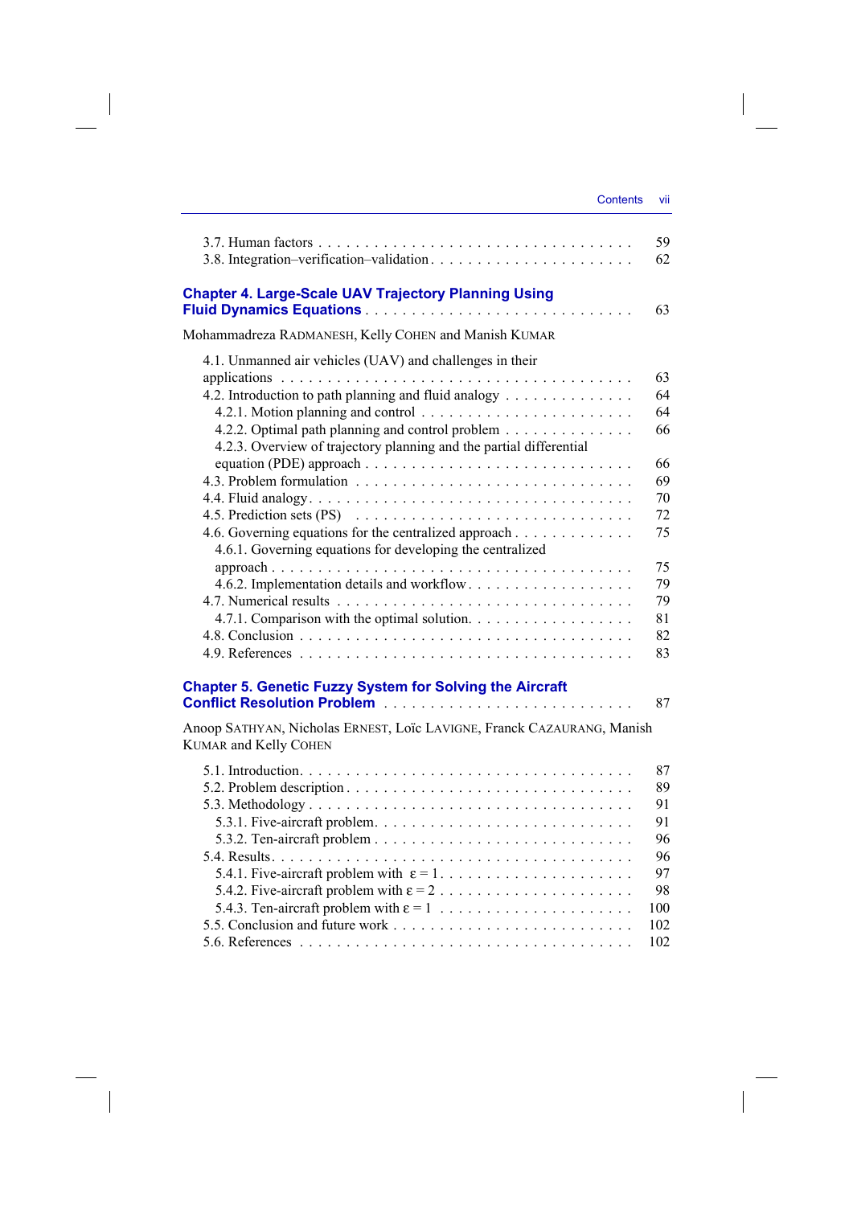3.7. Human factors . . . . . . . . . . . . . . . . . . . . . . . . . . . . . . . . . . 59
3.8. Integration–verification–validation . . . . . . . . . . . . . . . . . . . . . 62

**Chapter 4. Large-Scale UAV Trajectory Planning Using Fluid Dynamics Equations** . . . . . . . . . . . . . . . . . . . . . . . . . . 63

Mohammadreza RADMANESH, Kelly COHEN and Manish KUMAR

4.1. Unmanned air vehicles (UAV) and challenges in their applications . . . . . . . . . . . . . . . . . . . . . . . . . . . . . . . . . . . . . 63
4.2. Introduction to path planning and fluid analogy . . . . . . . . . . . . . 64
  4.2.1. Motion planning and control . . . . . . . . . . . . . . . . . . . . . . . 64
  4.2.2. Optimal path planning and control problem . . . . . . . . . . . . . 66
  4.2.3. Overview of trajectory planning and the partial differential equation (PDE) approach . . . . . . . . . . . . . . . . . . . . . . . . . . 66
4.3. Problem formulation . . . . . . . . . . . . . . . . . . . . . . . . . . . . . 69
4.4. Fluid analogy . . . . . . . . . . . . . . . . . . . . . . . . . . . . . . . . . 70
4.5. Prediction sets (PS) . . . . . . . . . . . . . . . . . . . . . . . . . . . . . 72
4.6. Governing equations for the centralized approach . . . . . . . . . . . . 75
  4.6.1. Governing equations for developing the centralized approach . . . . . . . . . . . . . . . . . . . . . . . . . . . . . . . . . . . . . 75
  4.6.2. Implementation details and workflow . . . . . . . . . . . . . . . . . 79
4.7. Numerical results . . . . . . . . . . . . . . . . . . . . . . . . . . . . . . 79
  4.7.1. Comparison with the optimal solution. . . . . . . . . . . . . . . . . 81
4.8. Conclusion . . . . . . . . . . . . . . . . . . . . . . . . . . . . . . . . . . 82
4.9. References . . . . . . . . . . . . . . . . . . . . . . . . . . . . . . . . . 83

**Chapter 5. Genetic Fuzzy System for Solving the Aircraft Conflict Resolution Problem** . . . . . . . . . . . . . . . . . . . . . . . . . . 87

Anoop SATHYAN, Nicholas ERNEST, Loïc LAVIGNE, Franck CAZAURANG, Manish KUMAR and Kelly COHEN

5.1. Introduction. . . . . . . . . . . . . . . . . . . . . . . . . . . . . . . . . . 87
5.2. Problem description . . . . . . . . . . . . . . . . . . . . . . . . . . . . . 89
5.3. Methodology . . . . . . . . . . . . . . . . . . . . . . . . . . . . . . . . . 91
  5.3.1. Five-aircraft problem. . . . . . . . . . . . . . . . . . . . . . . . . . . 91
  5.3.2. Ten-aircraft problem . . . . . . . . . . . . . . . . . . . . . . . . . . 96
5.4. Results. . . . . . . . . . . . . . . . . . . . . . . . . . . . . . . . . . . . 96
  5.4.1. Five-aircraft problem with $\varepsilon = 1$. . . . . . . . . . . . . . . . . . . . . 97
  5.4.2. Five-aircraft problem with $\varepsilon = 2$ . . . . . . . . . . . . . . . . . . . . 98
  5.4.3. Ten-aircraft problem with $\varepsilon = 1$ . . . . . . . . . . . . . . . . . . . . 100
5.5. Conclusion and future work . . . . . . . . . . . . . . . . . . . . . . . . . 102
5.6. References . . . . . . . . . . . . . . . . . . . . . . . . . . . . . . . . . 102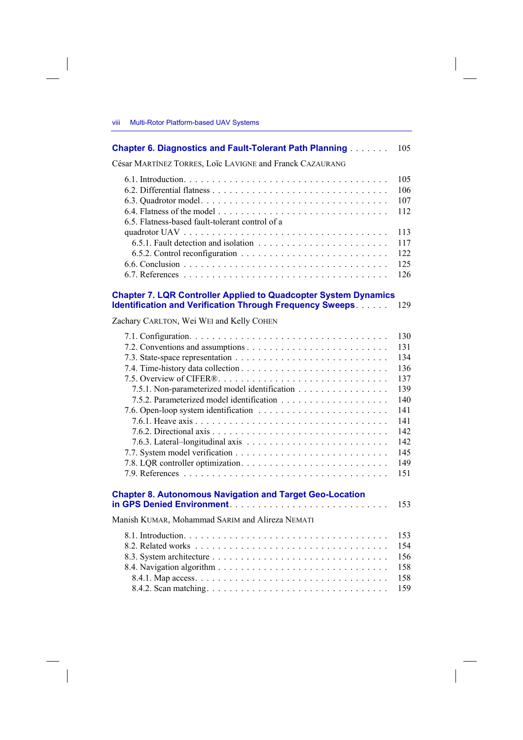**Chapter 6. Diagnostics and Fault-Tolerant Path Planning** . . . . . . . 105

César MARTÍNEZ TORRES, Loïc LAVIGNE and Franck CAZAURANG

6.1. Introduction . . . . . . . . . . . . . . . . . . . . . . . . . . . . . . . . . 105
6.2. Differential flatness . . . . . . . . . . . . . . . . . . . . . . . . . . . . 106
6.3. Quadrotor model . . . . . . . . . . . . . . . . . . . . . . . . . . . . . 107
6.4. Flatness of the model . . . . . . . . . . . . . . . . . . . . . . . . . . . 112
6.5. Flatness-based fault-tolerant control of a quadrotor UAV . . . . . . . . . . . . . . . . . . . . . . . . . . . . . . . . . 113
6.5.1. Fault detection and isolation . . . . . . . . . . . . . . . . . . . . . . 117
6.5.2. Control reconfiguration . . . . . . . . . . . . . . . . . . . . . . . . 122
6.6. Conclusion . . . . . . . . . . . . . . . . . . . . . . . . . . . . . . . . . 125
6.7. References . . . . . . . . . . . . . . . . . . . . . . . . . . . . . . . . . 126

**Chapter 7. LQR Controller Applied to Quadcopter System Dynamics Identification and Verification Through Frequency Sweeps** . . . . . . 129

Zachary CARLTON, Wei WEI and Kelly COHEN

7.1. Configuration . . . . . . . . . . . . . . . . . . . . . . . . . . . . . . . . 130
7.2. Conventions and assumptions . . . . . . . . . . . . . . . . . . . . . . . 131
7.3. State-space representation . . . . . . . . . . . . . . . . . . . . . . . . . 134
7.4. Time-history data collection . . . . . . . . . . . . . . . . . . . . . . . . 136
7.5. Overview of CIFER® . . . . . . . . . . . . . . . . . . . . . . . . . . . . 137
7.5.1. Non-parameterized model identification . . . . . . . . . . . . . . . . 139
7.5.2. Parameterized model identification . . . . . . . . . . . . . . . . . . 140
7.6. Open-loop system identification . . . . . . . . . . . . . . . . . . . . . . 141
7.6.1. Heave axis . . . . . . . . . . . . . . . . . . . . . . . . . . . . . . . 141
7.6.2. Directional axis . . . . . . . . . . . . . . . . . . . . . . . . . . . . . 142
7.6.3. Lateral–longitudinal axis . . . . . . . . . . . . . . . . . . . . . . . . 142
7.7. System model verification . . . . . . . . . . . . . . . . . . . . . . . . . 145
7.8. LQR controller optimization . . . . . . . . . . . . . . . . . . . . . . . . 149
7.9. References . . . . . . . . . . . . . . . . . . . . . . . . . . . . . . . . . 151

**Chapter 8. Autonomous Navigation and Target Geo-Location in GPS Denied Environment** . . . . . . . . . . . . . . . . . . . . . . . . . . . 153

Manish KUMAR, Mohammad SARIM and Alireza NEMATI

8.1. Introduction . . . . . . . . . . . . . . . . . . . . . . . . . . . . . . . . . 153
8.2. Related works . . . . . . . . . . . . . . . . . . . . . . . . . . . . . . . . 154
8.3. System architecture . . . . . . . . . . . . . . . . . . . . . . . . . . . . . 156
8.4. Navigation algorithm . . . . . . . . . . . . . . . . . . . . . . . . . . . . 158
8.4.1. Map access . . . . . . . . . . . . . . . . . . . . . . . . . . . . . . . 158
8.4.2. Scan matching . . . . . . . . . . . . . . . . . . . . . . . . . . . . . . 159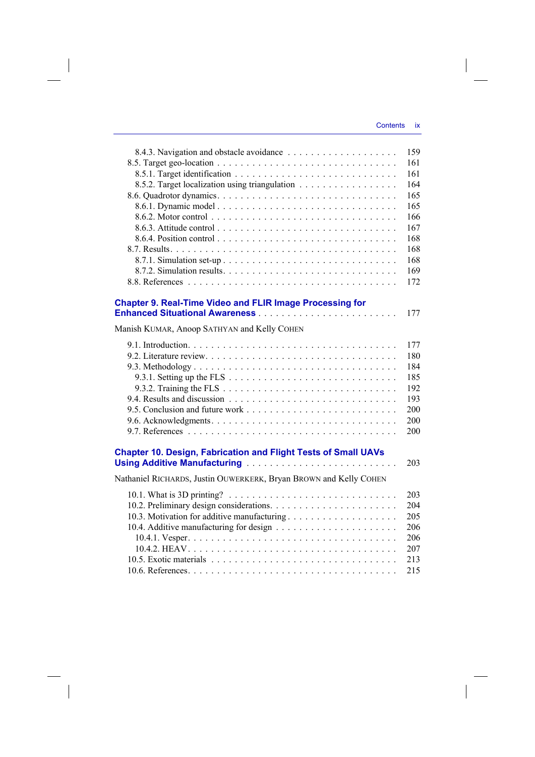8.4.3. Navigation and obstacle avoidance . . . . . . . . . . . . . . . . . . . 159
8.5. Target geo-location . . . . . . . . . . . . . . . . . . . . . . . . . . . . . 161
8.5.1. Target identification . . . . . . . . . . . . . . . . . . . . . . . . . . 161
8.5.2. Target localization using triangulation . . . . . . . . . . . . . . . . 164
8.6. Quadrotor dynamics . . . . . . . . . . . . . . . . . . . . . . . . . . . . 165
8.6.1. Dynamic model . . . . . . . . . . . . . . . . . . . . . . . . . . . . 165
8.6.2. Motor control . . . . . . . . . . . . . . . . . . . . . . . . . . . . . 166
8.6.3. Attitude control . . . . . . . . . . . . . . . . . . . . . . . . . . . . 167
8.6.4. Position control . . . . . . . . . . . . . . . . . . . . . . . . . . . . 168
8.7. Results . . . . . . . . . . . . . . . . . . . . . . . . . . . . . . . . . . . 168
8.7.1. Simulation set-up . . . . . . . . . . . . . . . . . . . . . . . . . . . 168
8.7.2. Simulation results . . . . . . . . . . . . . . . . . . . . . . . . . . . 169
8.8. References . . . . . . . . . . . . . . . . . . . . . . . . . . . . . . . . . 172

**Chapter 9. Real-Time Video and FLIR Image Processing for Enhanced Situational Awareness** . . . . . . . . . . . . . . . . . . . . . . . 177

Manish KUMAR, Anoop SATHYAN and Kelly COHEN

9.1. Introduction . . . . . . . . . . . . . . . . . . . . . . . . . . . . . . . . 177
9.2. Literature review . . . . . . . . . . . . . . . . . . . . . . . . . . . . . . 180
9.3. Methodology . . . . . . . . . . . . . . . . . . . . . . . . . . . . . . . . 184
9.3.1. Setting up the FLS . . . . . . . . . . . . . . . . . . . . . . . . . . . 185
9.3.2. Training the FLS . . . . . . . . . . . . . . . . . . . . . . . . . . . . 192
9.4. Results and discussion . . . . . . . . . . . . . . . . . . . . . . . . . . . 193
9.5. Conclusion and future work . . . . . . . . . . . . . . . . . . . . . . . . 200
9.6. Acknowledgments . . . . . . . . . . . . . . . . . . . . . . . . . . . . . 200
9.7. References . . . . . . . . . . . . . . . . . . . . . . . . . . . . . . . . . 200

**Chapter 10. Design, Fabrication and Flight Tests of Small UAVs Using Additive Manufacturing** . . . . . . . . . . . . . . . . . . . . . . . . 203

Nathaniel RICHARDS, Justin OUWERKERK, Bryan BROWN and Kelly COHEN

10.1. What is 3D printing? . . . . . . . . . . . . . . . . . . . . . . . . . . . 203
10.2. Preliminary design considerations . . . . . . . . . . . . . . . . . . . . 204
10.3. Motivation for additive manufacturing . . . . . . . . . . . . . . . . . . 205
10.4. Additive manufacturing for design . . . . . . . . . . . . . . . . . . . . 206
10.4.1. Vesper . . . . . . . . . . . . . . . . . . . . . . . . . . . . . . . . . 206
10.4.2. HEAV . . . . . . . . . . . . . . . . . . . . . . . . . . . . . . . . . 207
10.5. Exotic materials . . . . . . . . . . . . . . . . . . . . . . . . . . . . . . 213
10.6. References . . . . . . . . . . . . . . . . . . . . . . . . . . . . . . . . . 215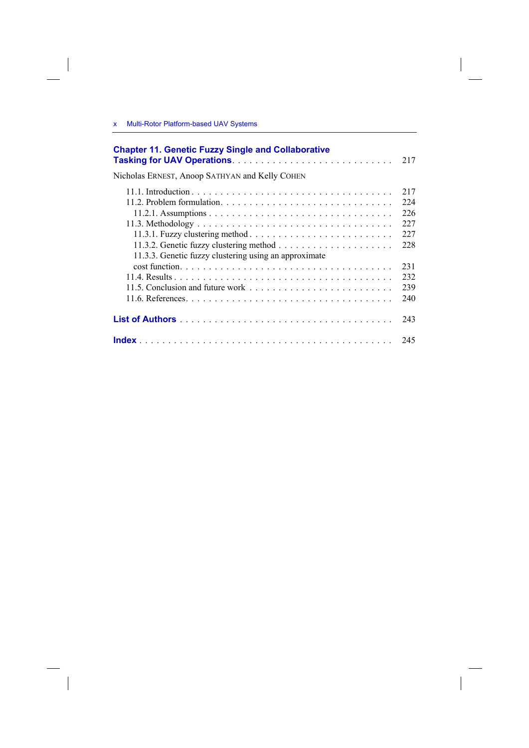**Chapter 11. Genetic Fuzzy Single and Collaborative Tasking for UAV Operations** . . . . . . . . . . . . . . . . . . . . . . . . . . . 217

Nicholas ERNEST, Anoop SATHYAN and Kelly COHEN

- 11.1. Introduction . . . . . . . . . . . . . . . . . . . . . . . . . . . . . . . . . . . 217
- 11.2. Problem formulation. . . . . . . . . . . . . . . . . . . . . . . . . . . . . 224
  - 11.2.1. Assumptions . . . . . . . . . . . . . . . . . . . . . . . . . . . . . . 226
- 11.3. Methodology . . . . . . . . . . . . . . . . . . . . . . . . . . . . . . . . 227
  - 11.3.1. Fuzzy clustering method . . . . . . . . . . . . . . . . . . . . . . . 227
  - 11.3.2. Genetic fuzzy clustering method . . . . . . . . . . . . . . . . . . . 228
  - 11.3.3. Genetic fuzzy clustering using an approximate cost function. . . . . . . . . . . . . . . . . . . . . . . . . . . . . . . . . 231
- 11.4. Results . . . . . . . . . . . . . . . . . . . . . . . . . . . . . . . . . . . 232
- 11.5. Conclusion and future work . . . . . . . . . . . . . . . . . . . . . . . . 239
- 11.6. References. . . . . . . . . . . . . . . . . . . . . . . . . . . . . . . . . . 240

**List of Authors** . . . . . . . . . . . . . . . . . . . . . . . . . . . . . . . . . . 243

**Index** . . . . . . . . . . . . . . . . . . . . . . . . . . . . . . . . . . . . . . . . 245